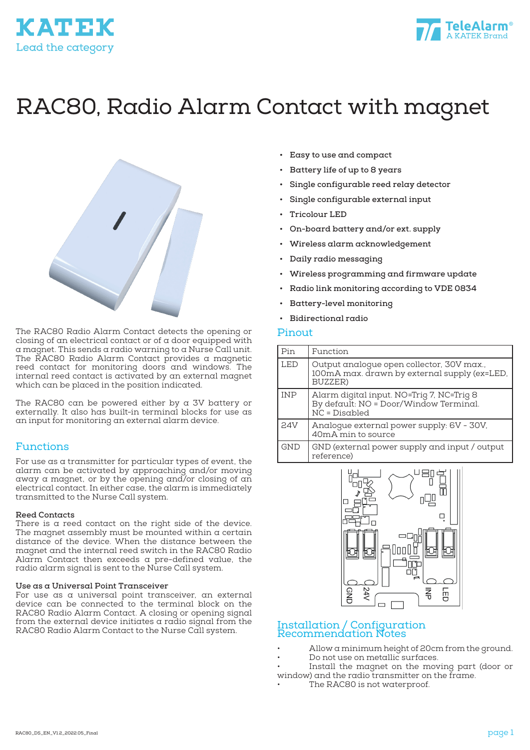KATEK
Lead the category

TeleAlarm®
A KATEK Brand

# RAC80, Radio Alarm Contact with magnet

The RAC80 Radio Alarm Contact detects the opening or closing of an electrical contact or of a door equipped with a magnet. This sends a radio warning to a Nurse Call unit. The RAC80 Radio Alarm Contact provides a magnetic reed contact for monitoring doors and windows. The internal reed contact is activated by an external magnet which can be placed in the position indicated.

The RAC80 can be powered either by a 3V battery or externally. It also has built-in terminal blocks for use as an input for monitoring an external alarm device.

## Functions

For use as a transmitter for particular types of event, the alarm can be activated by approaching and/or moving away a magnet, or by the opening and/or closing of an electrical contact. In either case, the alarm is immediately transmitted to the Nurse Call system.

**Reed Contacts**
There is a reed contact on the right side of the device. The magnet assembly must be mounted within a certain distance of the device. When the distance between the magnet and the internal reed switch in the RAC80 Radio Alarm Contact then exceeds a pre-defined value, the radio alarm signal is sent to the Nurse Call system.

**Use as a Universal Point Transceiver**
For use as a universal point transceiver, an external device can be connected to the terminal block on the RAC80 Radio Alarm Contact. A closing or opening signal from the external device initiates a radio signal from the RAC80 Radio Alarm Contact to the Nurse Call system.

- Easy to use and compact
- Battery life of up to 8 years
- Single configurable reed relay detector
- Single configurable external input
- Tricolour LED
- On-board battery and/or ext. supply
- Wireless alarm acknowledgement
- Daily radio messaging
- Wireless programming and firmware update
- Radio link monitoring according to VDE 0834
- Battery-level monitoring
- Bidirectional radio

## Pinout

| Pin | Function |
|---|---|
| LED | Output analogue open collector, 30V max., 100mA max. drawn by external supply (ex=LED, BUZZER) |
| INP | Alarm digital input. NO=Trig 7, NC=Trig 8<br>By default: NO = Door/Window Terminal.<br>NC = Disabled |
| 24V | Analogue external power supply: 6V - 30V, 40mA min to source |
| GND | GND (external power supply and input / output reference) |

GND 24V INP LED

## Installation / Configuration Recommendation Notes

- Allow a minimum height of 20cm from the ground.
- Do not use on metallic surfaces.
- Install the magnet on the moving part (door or window) and the radio transmitter on the frame.
- The RAC80 is not waterproof.

RAC80_DS_EN_V1.2_2022.05_Final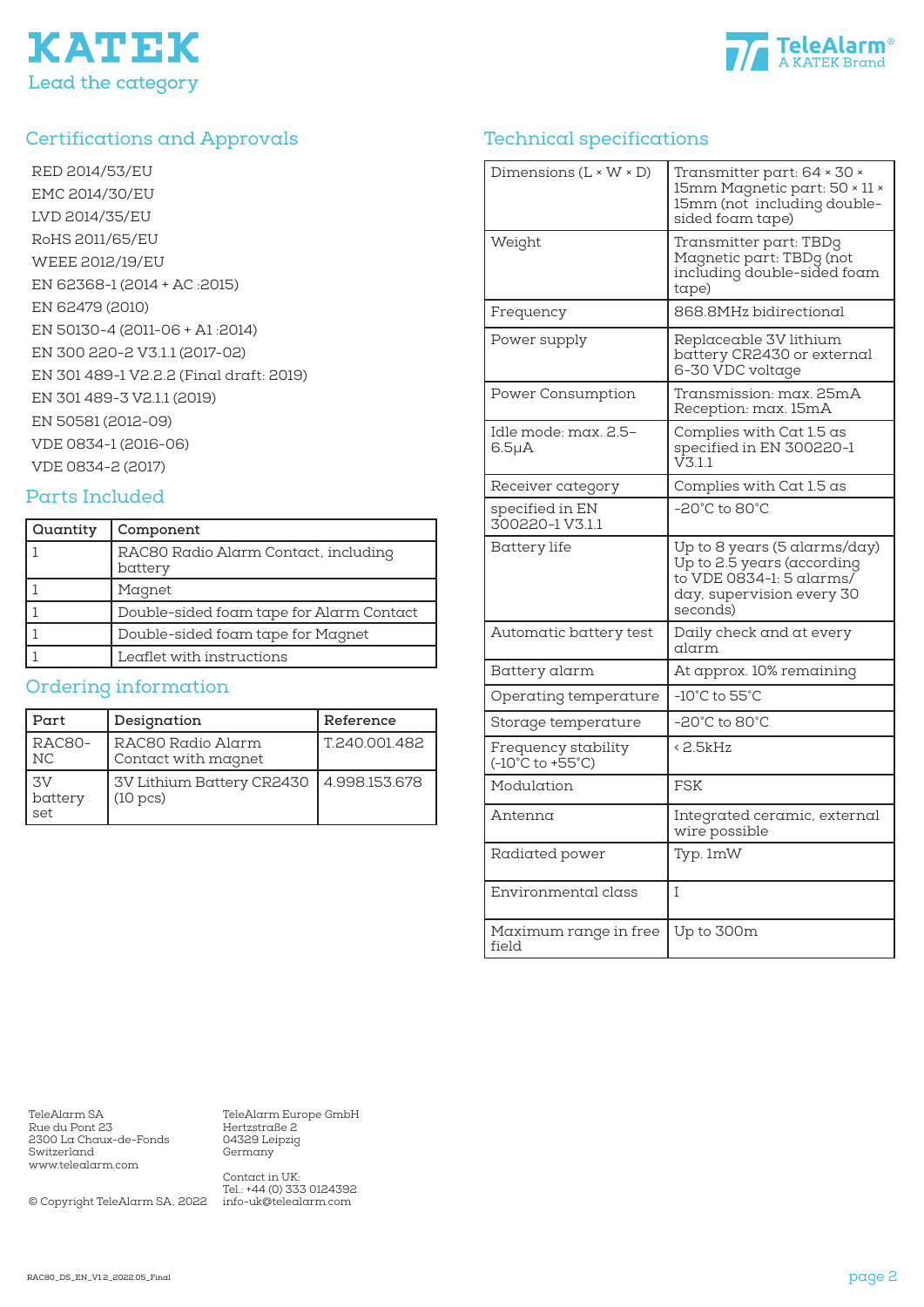KATEK
Lead the category

TeleAlarm®
A KATEK Brand

## Certifications and Approvals

RED 2014/53/EU
EMC 2014/30/EU
LVD 2014/35/EU
RoHS 2011/65/EU
WEEE 2012/19/EU
EN 62368-1 (2014 + AC :2015)
EN 62479 (2010)
EN 50130-4 (2011-06 + A1 :2014)
EN 300 220-2 V3.1.1 (2017-02)
EN 301 489-1 V2.2.2 (Final draft: 2019)
EN 301 489-3 V2.1.1 (2019)
EN 50581 (2012-09)
VDE 0834-1 (2016-06)
VDE 0834-2 (2017)

## Parts Included

| Quantity | Component |
|---|---|
| 1 | RAC80 Radio Alarm Contact, including battery |
| 1 | Magnet |
| 1 | Double-sided foam tape for Alarm Contact |
| 1 | Double-sided foam tape for Magnet |
| 1 | Leaflet with instructions |

## Ordering information

| Part | Designation | Reference |
|---|---|---|
| RAC80-NC | RAC80 Radio Alarm Contact with magnet | T.240.001.482 |
| 3V battery set | 3V Lithium Battery CR2430 (10 pcs) | 4.998.153.678 |

## Technical specifications

| | |
|---|---|
| Dimensions (L × W × D) | Transmitter part: 64 × 30 × 15mm Magnetic part: 50 × 11 × 15mm (not including double-sided foam tape) |
| Weight | Transmitter part: TBDg Magnetic part: TBDg (not including double-sided foam tape) |
| Frequency | 868.8MHz bidirectional |
| Power supply | Replaceable 3V lithium battery CR2430 or external 6-30 VDC voltage |
| Power Consumption | Transmission: max. 25mA Reception: max. 15mA |
| Idle mode: max. 2.5–6.5µA | Complies with Cat 1.5 as specified in EN 300220-1 V3.1.1 |
| Receiver category | Complies with Cat 1.5 as |
| specified in EN 300220-1 V3.1.1 | -20°C to 80°C |
| Battery life | Up to 8 years (5 alarms/day) Up to 2.5 years (according to VDE 0834-1: 5 alarms/day, supervision every 30 seconds) |
| Automatic battery test | Daily check and at every alarm |
| Battery alarm | At approx. 10% remaining |
| Operating temperature | -10°C to 55°C |
| Storage temperature | -20°C to 80°C |
| Frequency stability (-10°C to +55°C) | < 2.5kHz |
| Modulation | FSK |
| Antenna | Integrated ceramic, external wire possible |
| Radiated power | Typ. 1mW |
| Environmental class | I |
| Maximum range in free field | Up to 300m |

TeleAlarm SA
Rue du Pont 23
2300 La Chaux-de-Fonds
Switzerland
www.telealarm.com

TeleAlarm Europe GmbH
Hertzstraße 2
04329 Leipzig
Germany

Contact in UK:
Tel.: +44 (0) 333 0124392
info-uk@telealarm.com

© Copyright TeleAlarm SA, 2022

RAC80_DS_EN_V1.2_2022.05_Final